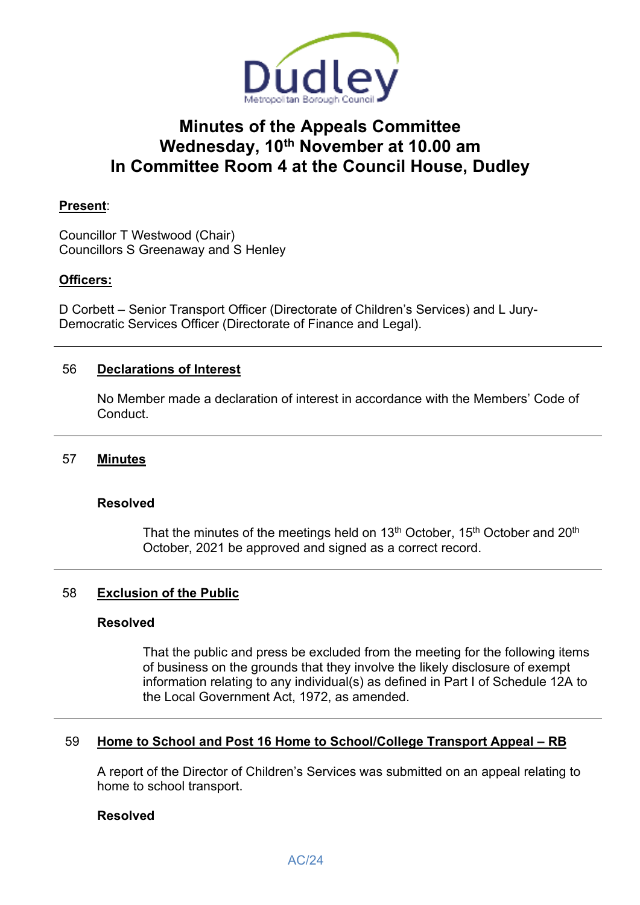# Minutes of the Appeals Committee
# Wednesday, 10th November at 10.00 am
# In Committee Room 4 at the Council House, Dudley

**Present**:

Councillor T Westwood (Chair)
Councillors S Greenaway and S Henley

**Officers:**

D Corbett – Senior Transport Officer (Directorate of Children's Services) and L Jury-Democratic Services Officer (Directorate of Finance and Legal).

---

## 56 Declarations of Interest

No Member made a declaration of interest in accordance with the Members' Code of Conduct.

---

## 57 Minutes

**Resolved**

That the minutes of the meetings held on 13th October, 15th October and 20th October, 2021 be approved and signed as a correct record.

---

## 58 Exclusion of the Public

**Resolved**

That the public and press be excluded from the meeting for the following items of business on the grounds that they involve the likely disclosure of exempt information relating to any individual(s) as defined in Part I of Schedule 12A to the Local Government Act, 1972, as amended.

---

## 59 Home to School and Post 16 Home to School/College Transport Appeal – RB

A report of the Director of Children's Services was submitted on an appeal relating to home to school transport.

**Resolved**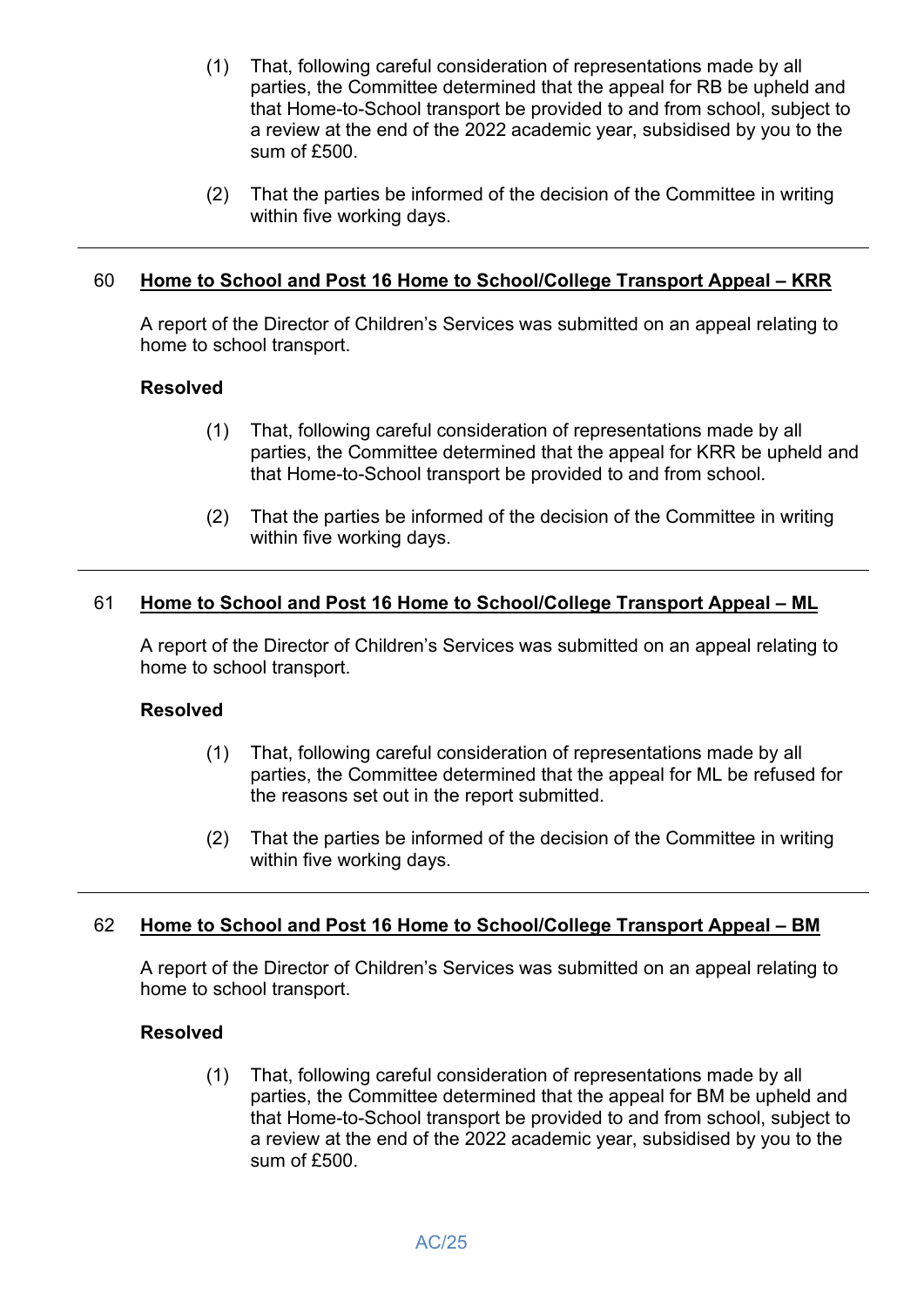(1) That, following careful consideration of representations made by all parties, the Committee determined that the appeal for RB be upheld and that Home-to-School transport be provided to and from school, subject to a review at the end of the 2022 academic year, subsidised by you to the sum of £500.

(2) That the parties be informed of the decision of the Committee in writing within five working days.

---

## 60 Home to School and Post 16 Home to School/College Transport Appeal – KRR

A report of the Director of Children's Services was submitted on an appeal relating to home to school transport.

**Resolved**

(1) That, following careful consideration of representations made by all parties, the Committee determined that the appeal for KRR be upheld and that Home-to-School transport be provided to and from school.

(2) That the parties be informed of the decision of the Committee in writing within five working days.

---

## 61 Home to School and Post 16 Home to School/College Transport Appeal – ML

A report of the Director of Children's Services was submitted on an appeal relating to home to school transport.

**Resolved**

(1) That, following careful consideration of representations made by all parties, the Committee determined that the appeal for ML be refused for the reasons set out in the report submitted.

(2) That the parties be informed of the decision of the Committee in writing within five working days.

---

## 62 Home to School and Post 16 Home to School/College Transport Appeal – BM

A report of the Director of Children's Services was submitted on an appeal relating to home to school transport.

**Resolved**

(1) That, following careful consideration of representations made by all parties, the Committee determined that the appeal for BM be upheld and that Home-to-School transport be provided to and from school, subject to a review at the end of the 2022 academic year, subsidised by you to the sum of £500.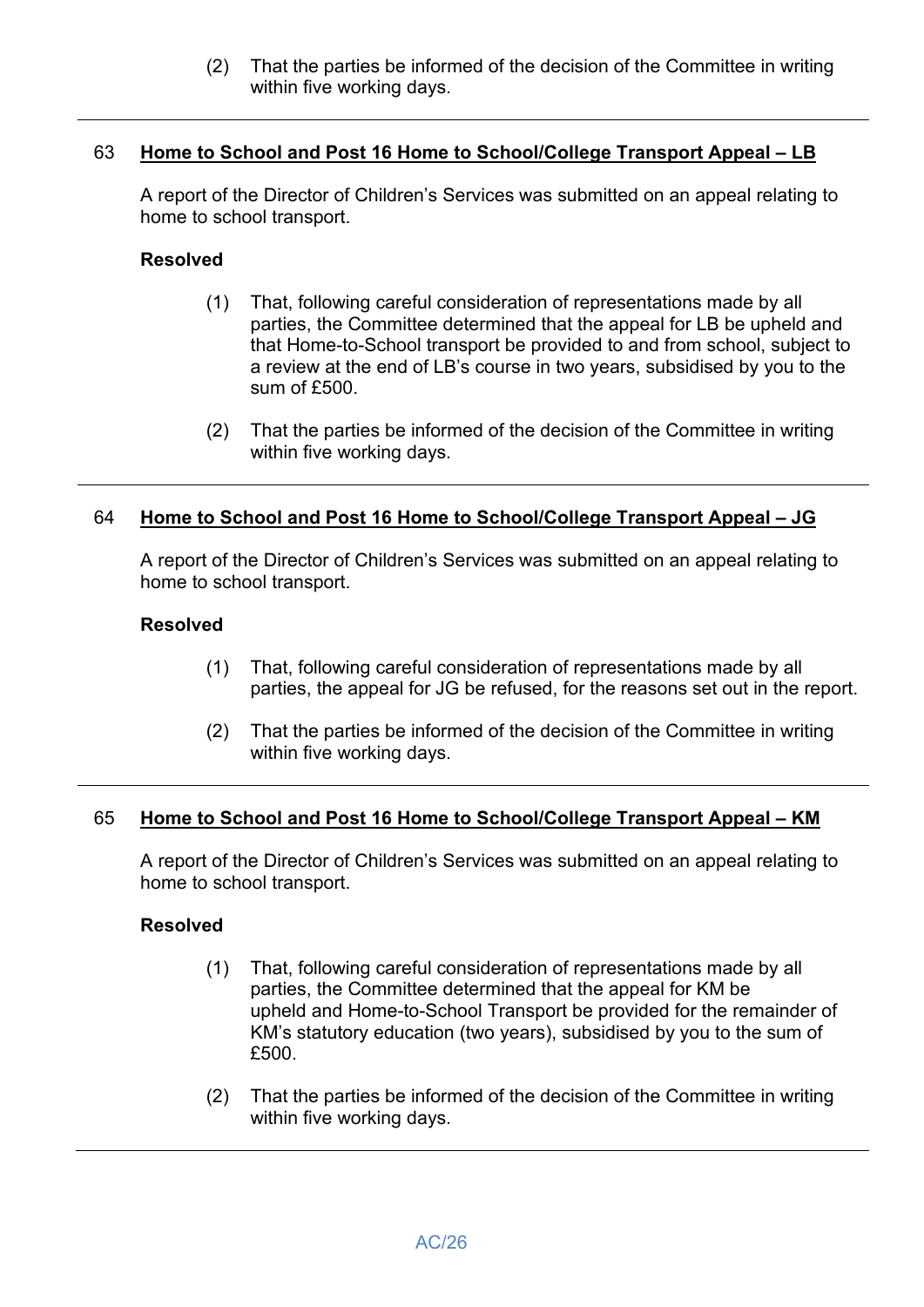(2) That the parties be informed of the decision of the Committee in writing within five working days.

---

## 63 Home to School and Post 16 Home to School/College Transport Appeal – LB

A report of the Director of Children's Services was submitted on an appeal relating to home to school transport.

**Resolved**

(1) That, following careful consideration of representations made by all parties, the Committee determined that the appeal for LB be upheld and that Home-to-School transport be provided to and from school, subject to a review at the end of LB's course in two years, subsidised by you to the sum of £500.

(2) That the parties be informed of the decision of the Committee in writing within five working days.

---

## 64 Home to School and Post 16 Home to School/College Transport Appeal – JG

A report of the Director of Children's Services was submitted on an appeal relating to home to school transport.

**Resolved**

(1) That, following careful consideration of representations made by all parties, the appeal for JG be refused, for the reasons set out in the report.

(2) That the parties be informed of the decision of the Committee in writing within five working days.

---

## 65 Home to School and Post 16 Home to School/College Transport Appeal – KM

A report of the Director of Children's Services was submitted on an appeal relating to home to school transport.

**Resolved**

(1) That, following careful consideration of representations made by all parties, the Committee determined that the appeal for KM be upheld and Home-to-School Transport be provided for the remainder of KM's statutory education (two years), subsidised by you to the sum of £500.

(2) That the parties be informed of the decision of the Committee in writing within five working days.

---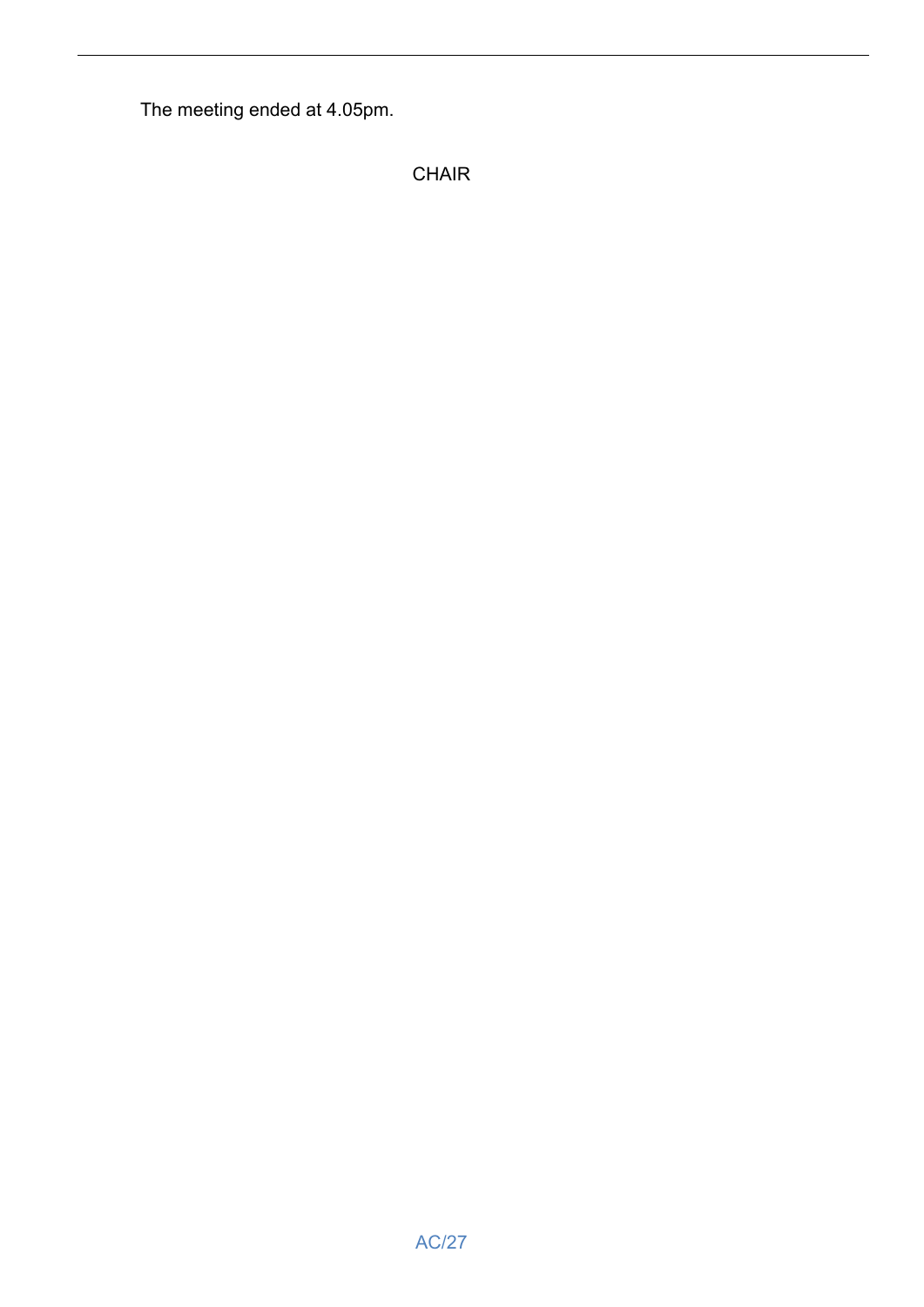The meeting ended at 4.05pm.

CHAIR